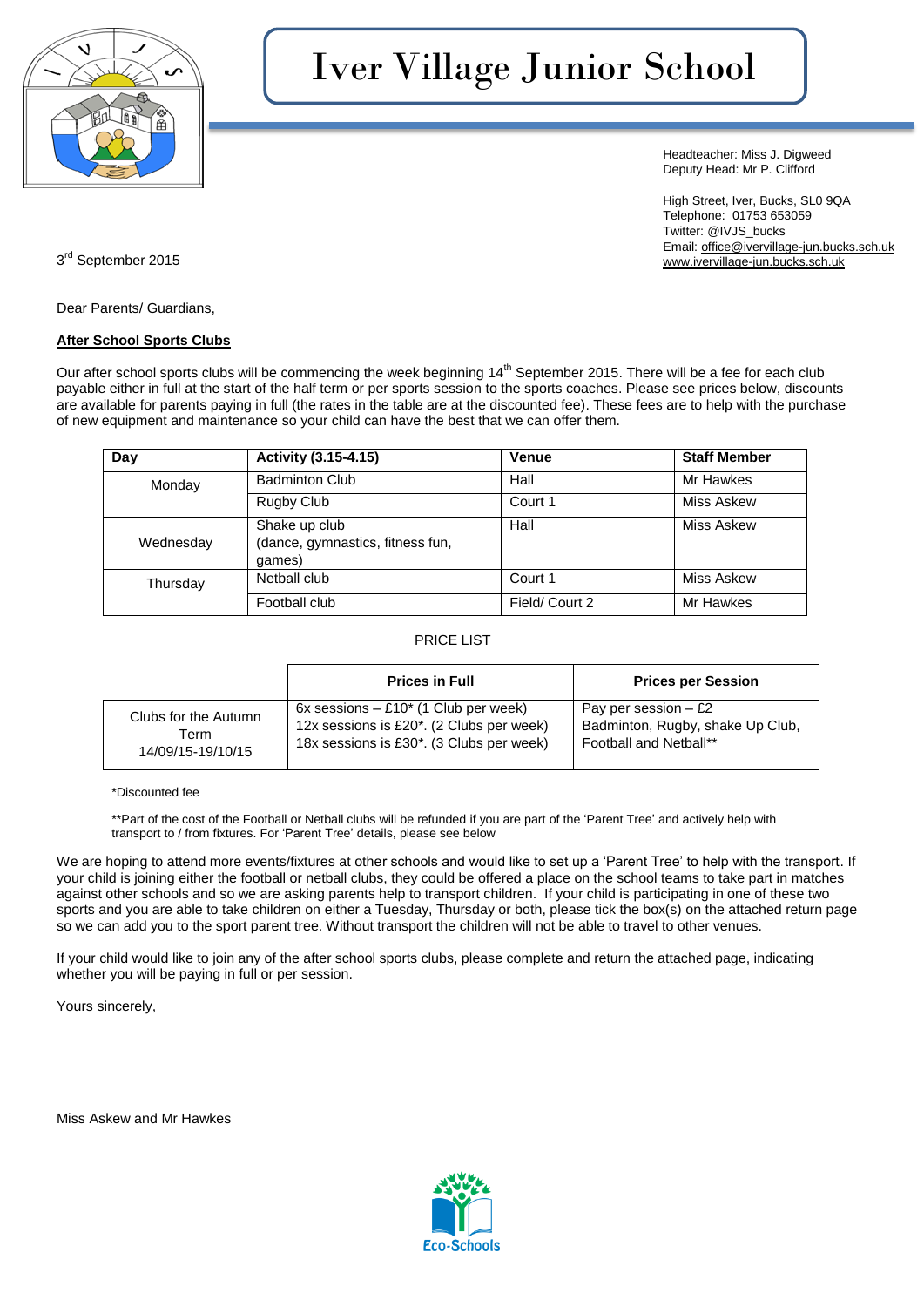# Iver Village Junior School

Headteacher: Miss J. Digweed
Deputy Head: Mr P. Clifford

High Street, Iver, Bucks, SL0 9QA
Telephone: 01753 653059
Twitter: @IVJS_bucks
Email: office@ivervillage-jun.bucks.sch.uk
www.ivervillage-jun.bucks.sch.uk

3rd September 2015

Dear Parents/ Guardians,

**After School Sports Clubs**

Our after school sports clubs will be commencing the week beginning 14th September 2015. There will be a fee for each club payable either in full at the start of the half term or per sports session to the sports coaches. Please see prices below, discounts are available for parents paying in full (the rates in the table are at the discounted fee). These fees are to help with the purchase of new equipment and maintenance so your child can have the best that we can offer them.

| Day | Activity (3.15-4.15) | Venue | Staff Member |
|---|---|---|---|
| Monday | Badminton Club | Hall | Mr Hawkes |
| | Rugby Club | Court 1 | Miss Askew |
| Wednesday | Shake up club (dance, gymnastics, fitness fun, games) | Hall | Miss Askew |
| Thursday | Netball club | Court 1 | Miss Askew |
| | Football club | Field/ Court 2 | Mr Hawkes |

PRICE LIST

| | Prices in Full | Prices per Session |
|---|---|---|
| Clubs for the Autumn Term 14/09/15-19/10/15 | 6x sessions – £10* (1 Club per week)<br>12x sessions is £20*. (2 Clubs per week)<br>18x sessions is £30*. (3 Clubs per week) | Pay per session – £2<br>Badminton, Rugby, shake Up Club, Football and Netball** |

*Discounted fee

**Part of the cost of the Football or Netball clubs will be refunded if you are part of the 'Parent Tree' and actively help with transport to / from fixtures. For 'Parent Tree' details, please see below

We are hoping to attend more events/fixtures at other schools and would like to set up a 'Parent Tree' to help with the transport. If your child is joining either the football or netball clubs, they could be offered a place on the school teams to take part in matches against other schools and so we are asking parents help to transport children. If your child is participating in one of these two sports and you are able to take children on either a Tuesday, Thursday or both, please tick the box(s) on the attached return page so we can add you to the sport parent tree. Without transport the children will not be able to travel to other venues.

If your child would like to join any of the after school sports clubs, please complete and return the attached page, indicating whether you will be paying in full or per session.

Yours sincerely,

Miss Askew and Mr Hawkes

Eco-Schools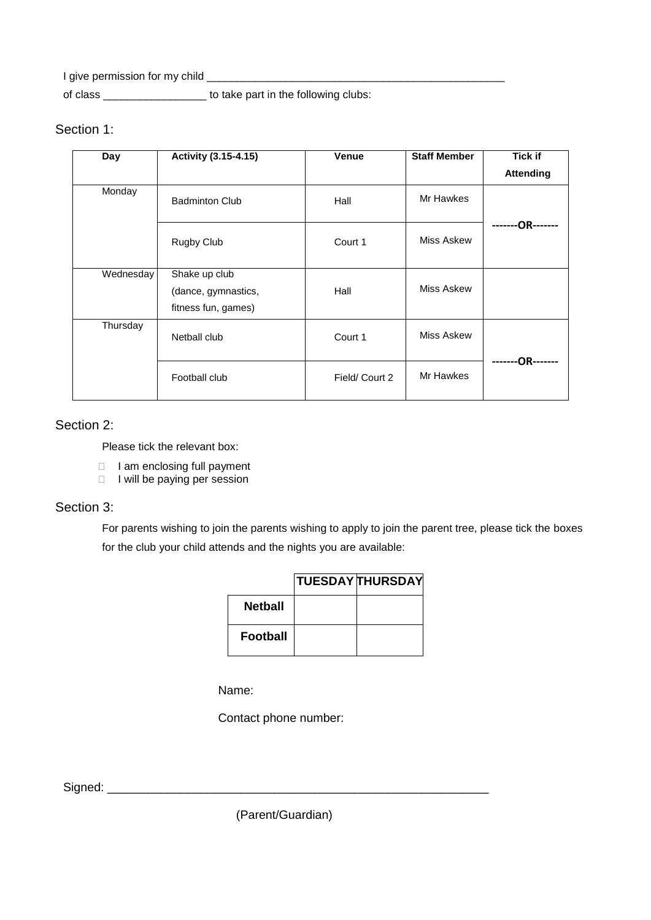I give permission for my child ___________________________________________________

of class _________________ to take part in the following clubs:

## Section 1:

| Day | Activity (3.15-4.15) | Venue | Staff Member | Tick if Attending |
|---|---|---|---|---|
| Monday | Badminton Club | Hall | Mr Hawkes | -------OR------- |
| | Rugby Club | Court 1 | Miss Askew | |
| Wednesday | Shake up club (dance, gymnastics, fitness fun, games) | Hall | Miss Askew | |
| Thursday | Netball club | Court 1 | Miss Askew | -------OR------- |
| | Football club | Field/ Court 2 | Mr Hawkes | |

## Section 2:

Please tick the relevant box:

- I am enclosing full payment
- I will be paying per session

## Section 3:

For parents wishing to join the parents wishing to apply to join the parent tree, please tick the boxes for the club your child attends and the nights you are available:

| | TUESDAY | THURSDAY |
|---|---|---|
| **Netball** | | |
| **Football** | | |

Name:

Contact phone number:

Signed: ____________________________________________________________

(Parent/Guardian)